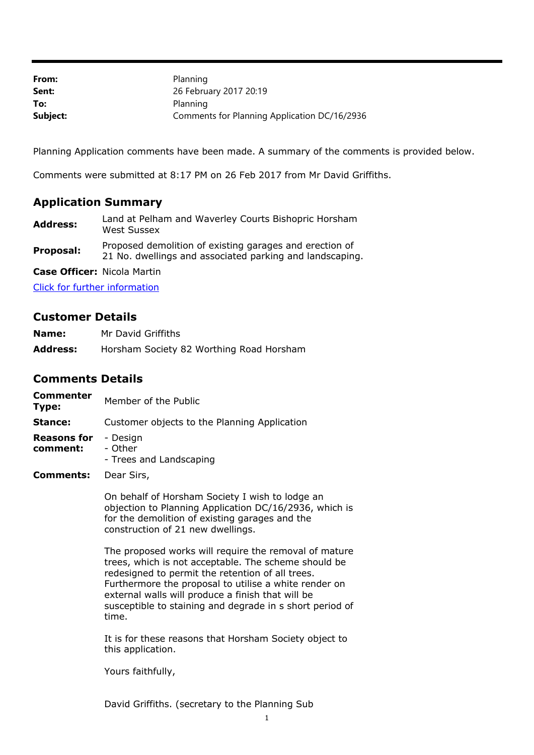| | |
|---|---|
| **From:** | Planning |
| **Sent:** | 26 February 2017 20:19 |
| **To:** | Planning |
| **Subject:** | Comments for Planning Application DC/16/2936 |

Planning Application comments have been made. A summary of the comments is provided below.

Comments were submitted at 8:17 PM on 26 Feb 2017 from Mr David Griffiths.

## Application Summary

| | |
|---|---|
| **Address:** | Land at Pelham and Waverley Courts Bishopric Horsham West Sussex |
| **Proposal:** | Proposed demolition of existing garages and erection of 21 No. dwellings and associated parking and landscaping. |
| **Case Officer:** | Nicola Martin |

[Click for further information]

## Customer Details

| | |
|---|---|
| **Name:** | Mr David Griffiths |
| **Address:** | Horsham Society 82 Worthing Road Horsham |

## Comments Details

**Commenter Type:** Member of the Public

**Stance:** Customer objects to the Planning Application

**Reasons for comment:**
- Design
- Other
- Trees and Landscaping

**Comments:** Dear Sirs,

On behalf of Horsham Society I wish to lodge an objection to Planning Application DC/16/2936, which is for the demolition of existing garages and the construction of 21 new dwellings.

The proposed works will require the removal of mature trees, which is not acceptable. The scheme should be redesigned to permit the retention of all trees. Furthermore the proposal to utilise a white render on external walls will produce a finish that will be susceptible to staining and degrade in s short period of time.

It is for these reasons that Horsham Society object to this application.

Yours faithfully,

David Griffiths. (secretary to the Planning Sub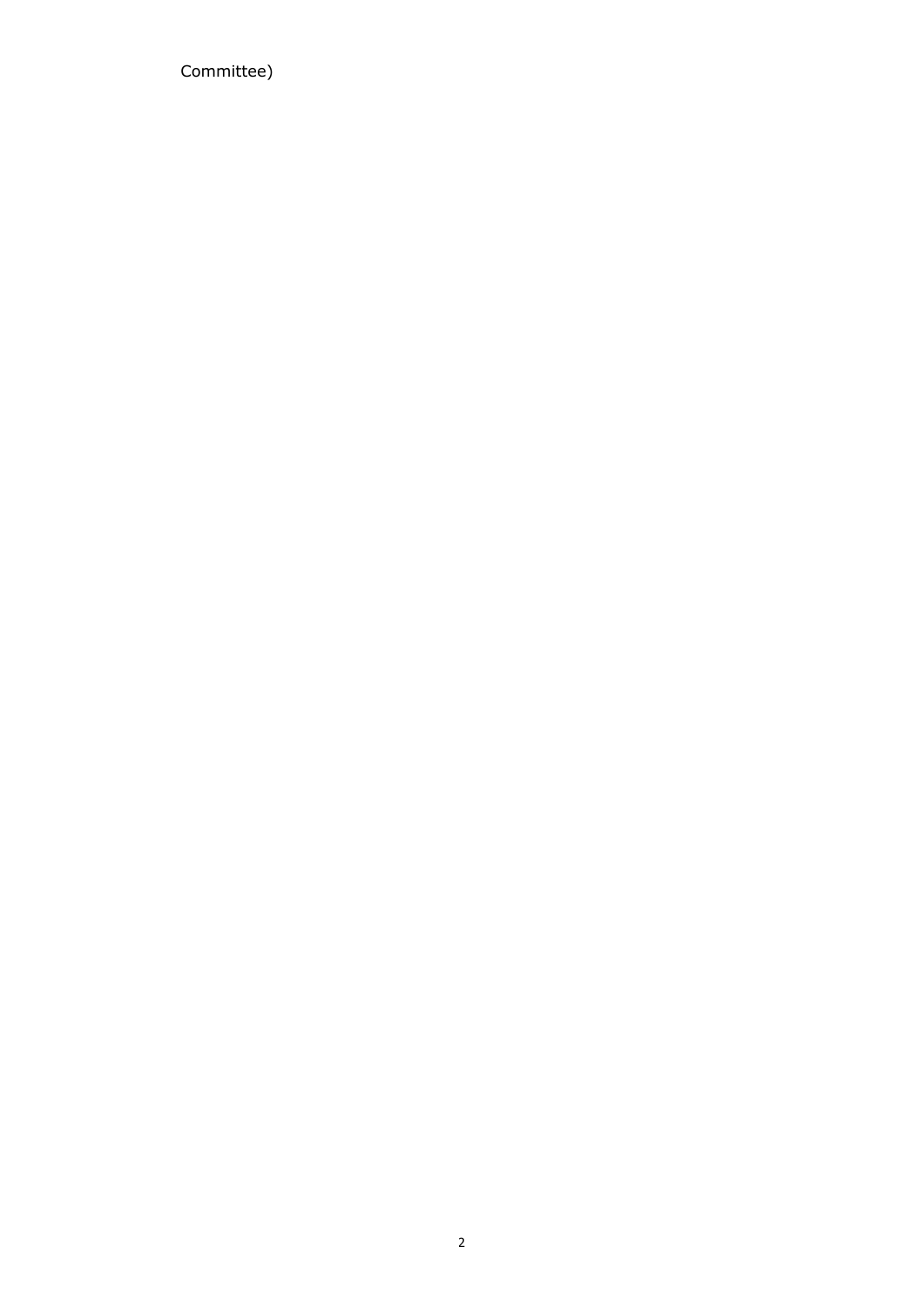Committee)